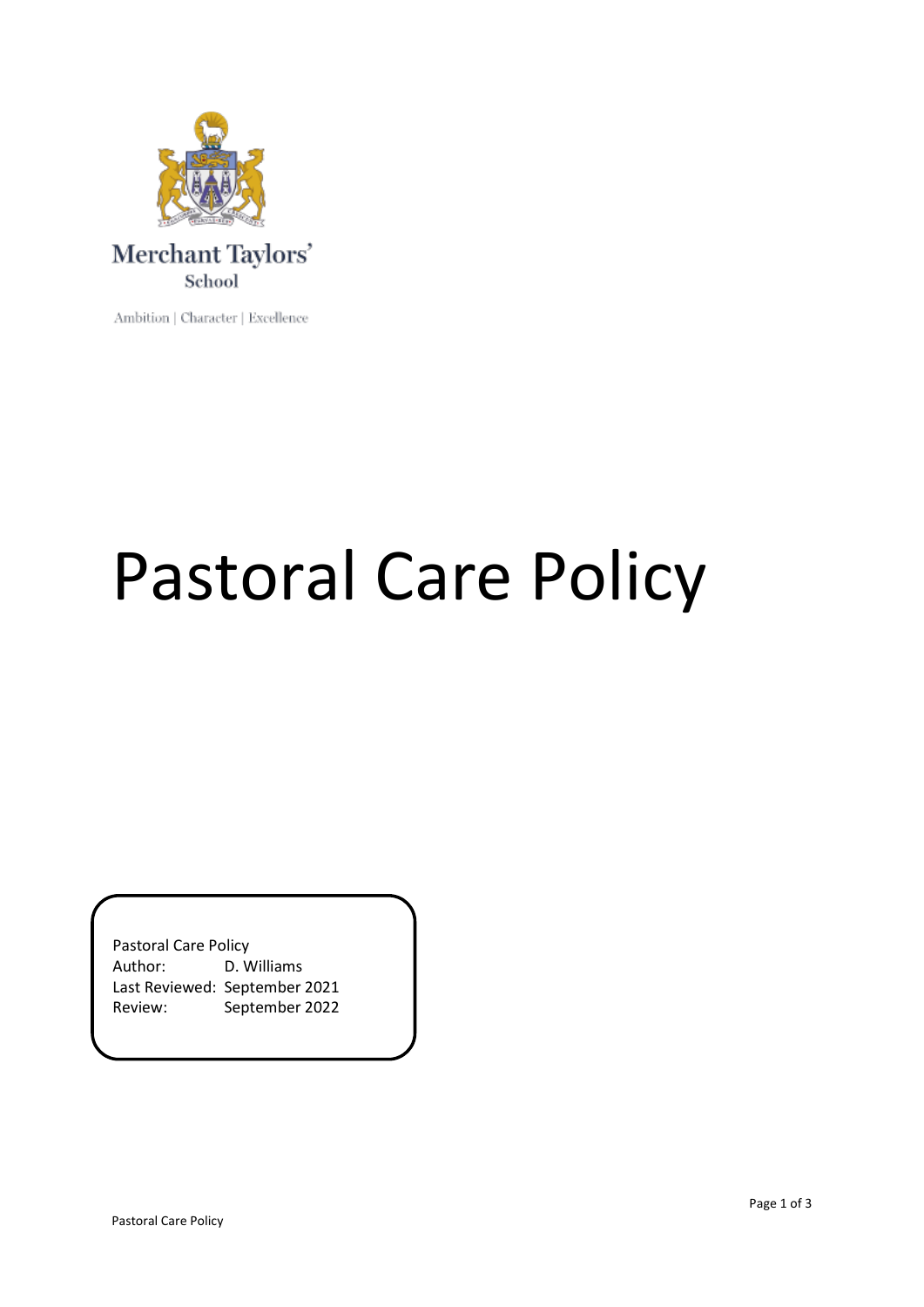Merchant Taylors'
School

Ambition | Character | Excellence

# Pastoral Care Policy

Pastoral Care Policy
Author: D. Williams
Last Reviewed: September 2021
Review: September 2022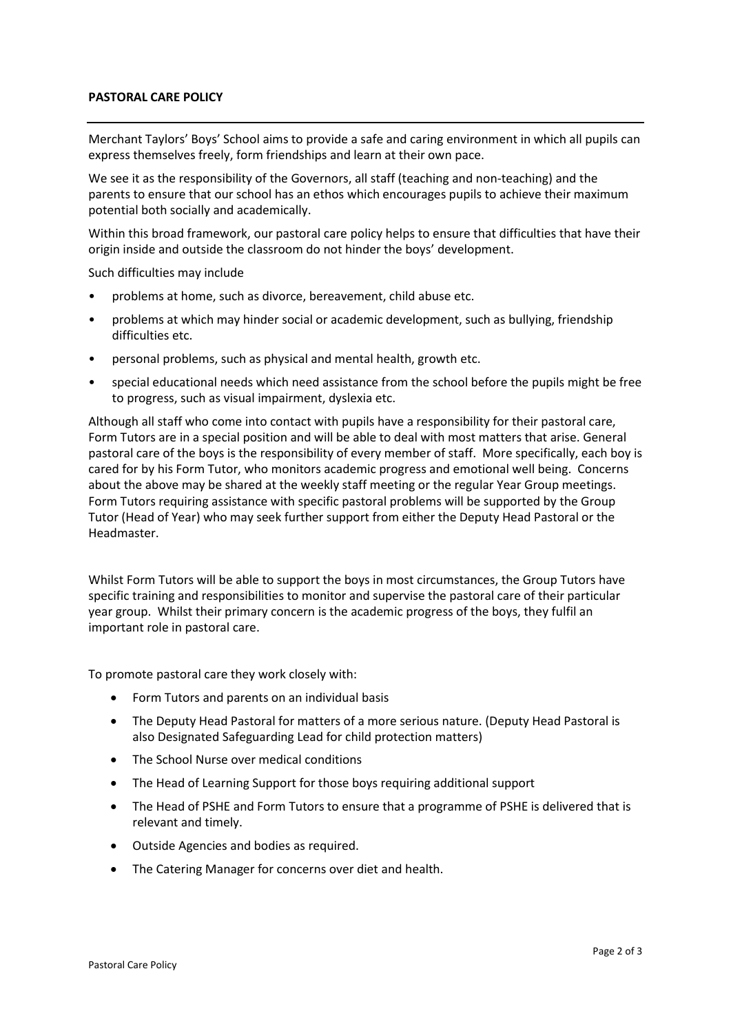**PASTORAL CARE POLICY**

Merchant Taylors' Boys' School aims to provide a safe and caring environment in which all pupils can express themselves freely, form friendships and learn at their own pace.

We see it as the responsibility of the Governors, all staff (teaching and non-teaching) and the parents to ensure that our school has an ethos which encourages pupils to achieve their maximum potential both socially and academically.

Within this broad framework, our pastoral care policy helps to ensure that difficulties that have their origin inside and outside the classroom do not hinder the boys' development.

Such difficulties may include

- problems at home, such as divorce, bereavement, child abuse etc.
- problems at which may hinder social or academic development, such as bullying, friendship difficulties etc.
- personal problems, such as physical and mental health, growth etc.
- special educational needs which need assistance from the school before the pupils might be free to progress, such as visual impairment, dyslexia etc.

Although all staff who come into contact with pupils have a responsibility for their pastoral care, Form Tutors are in a special position and will be able to deal with most matters that arise. General pastoral care of the boys is the responsibility of every member of staff. More specifically, each boy is cared for by his Form Tutor, who monitors academic progress and emotional well being. Concerns about the above may be shared at the weekly staff meeting or the regular Year Group meetings. Form Tutors requiring assistance with specific pastoral problems will be supported by the Group Tutor (Head of Year) who may seek further support from either the Deputy Head Pastoral or the Headmaster.

Whilst Form Tutors will be able to support the boys in most circumstances, the Group Tutors have specific training and responsibilities to monitor and supervise the pastoral care of their particular year group. Whilst their primary concern is the academic progress of the boys, they fulfil an important role in pastoral care.

To promote pastoral care they work closely with:

- Form Tutors and parents on an individual basis
- The Deputy Head Pastoral for matters of a more serious nature. (Deputy Head Pastoral is also Designated Safeguarding Lead for child protection matters)
- The School Nurse over medical conditions
- The Head of Learning Support for those boys requiring additional support
- The Head of PSHE and Form Tutors to ensure that a programme of PSHE is delivered that is relevant and timely.
- Outside Agencies and bodies as required.
- The Catering Manager for concerns over diet and health.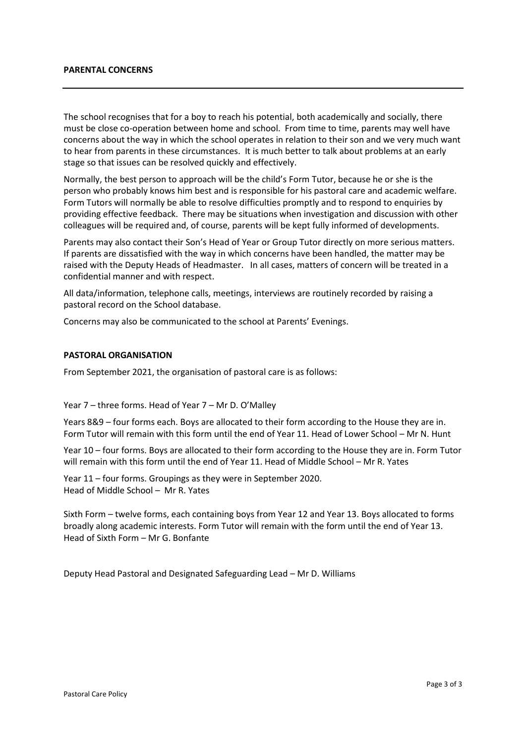**PARENTAL CONCERNS**

The school recognises that for a boy to reach his potential, both academically and socially, there must be close co-operation between home and school. From time to time, parents may well have concerns about the way in which the school operates in relation to their son and we very much want to hear from parents in these circumstances. It is much better to talk about problems at an early stage so that issues can be resolved quickly and effectively.

Normally, the best person to approach will be the child's Form Tutor, because he or she is the person who probably knows him best and is responsible for his pastoral care and academic welfare. Form Tutors will normally be able to resolve difficulties promptly and to respond to enquiries by providing effective feedback. There may be situations when investigation and discussion with other colleagues will be required and, of course, parents will be kept fully informed of developments.

Parents may also contact their Son's Head of Year or Group Tutor directly on more serious matters. If parents are dissatisfied with the way in which concerns have been handled, the matter may be raised with the Deputy Heads of Headmaster. In all cases, matters of concern will be treated in a confidential manner and with respect.

All data/information, telephone calls, meetings, interviews are routinely recorded by raising a pastoral record on the School database.

Concerns may also be communicated to the school at Parents' Evenings.

**PASTORAL ORGANISATION**

From September 2021, the organisation of pastoral care is as follows:

Year 7 – three forms. Head of Year 7 – Mr D. O'Malley

Years 8&9 – four forms each. Boys are allocated to their form according to the House they are in. Form Tutor will remain with this form until the end of Year 11. Head of Lower School – Mr N. Hunt

Year 10 – four forms. Boys are allocated to their form according to the House they are in. Form Tutor will remain with this form until the end of Year 11. Head of Middle School – Mr R. Yates

Year 11 – four forms. Groupings as they were in September 2020.
Head of Middle School – Mr R. Yates

Sixth Form – twelve forms, each containing boys from Year 12 and Year 13. Boys allocated to forms broadly along academic interests. Form Tutor will remain with the form until the end of Year 13.
Head of Sixth Form – Mr G. Bonfante

Deputy Head Pastoral and Designated Safeguarding Lead – Mr D. Williams